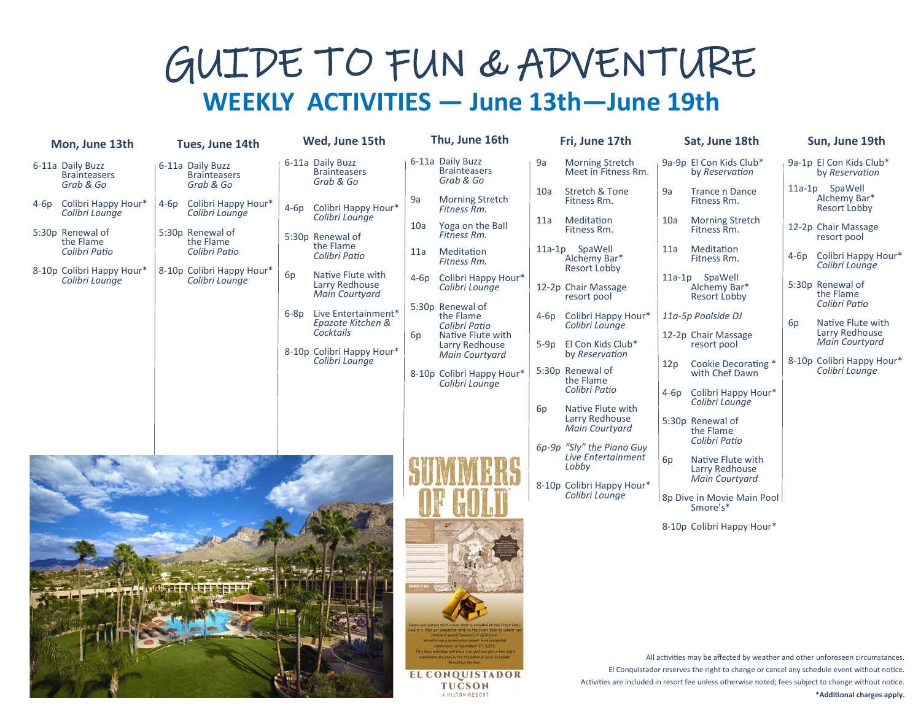# GUIDE TO FUN & ADVENTURE

## WEEKLY ACTIVITIES — June 13th—June 19th

### Mon, June 13th

- 6-11a Daily Buzz Brainteasers *Grab & Go*
- 4-6p Colibri Happy Hour* *Colibri Lounge*
- 5:30p Renewal of the Flame *Colibri Patio*
- 8-10p Colibri Happy Hour* *Colibri Lounge*

### Tues, June 14th

- 6-11a Daily Buzz Brainteasers *Grab & Go*
- 4-6p Colibri Happy Hour* *Colibri Lounge*
- 5:30p Renewal of the Flame *Colibri Patio*
- 8-10p Colibri Happy Hour* *Colibri Lounge*

### Wed, June 15th

- 6-11a Daily Buzz Brainteasers *Grab & Go*
- 4-6p Colibri Happy Hour* *Colibri Lounge*
- 5:30p Renewal of the Flame *Colibri Patio*
- 6p Native Flute with Larry Redhouse *Main Courtyard*
- 6-8p Live Entertainment* *Epazote Kitchen & Cocktails*
- 8-10p Colibri Happy Hour* *Colibri Lounge*

### Thu, June 16th

- 6-11a Daily Buzz Brainteasers *Grab & Go*
- 9a Morning Stretch *Fitness Rm.*
- 10a Yoga on the Ball *Fitness Rm.*
- 11a Meditation *Fitness Rm.*
- 4-6p Colibri Happy Hour* *Colibri Lounge*
- 5:30p Renewal of the Flame *Colibri Patio*
- 6p Native Flute with Larry Redhouse *Main Courtyard*
- 8-10p Colibri Happy Hour* *Colibri Lounge*

### Fri, June 17th

- 9a Morning Stretch Meet in Fitness Rm.
- 10a Stretch & Tone Fitness Rm.
- 11a Meditation Fitness Rm.
- 11a-1p SpaWell Alchemy Bar* Resort Lobby
- 12-2p Chair Massage resort pool
- 4-6p Colibri Happy Hour* *Colibri Lounge*
- 5-9p El Con Kids Club* by *Reservation*
- 5:30p Renewal of the Flame *Colibri Patio*
- 6p Native Flute with Larry Redhouse *Main Courtyard*
- *6p-9p "Sly" the Piano Guy Live Entertainment Lobby*
- 8-10p Colibri Happy Hour* *Colibri Lounge*

### Sat, June 18th

- 9a-9p El Con Kids Club* by *Reservation*
- 9a Trance n Dance Fitness Rm.
- 10a Morning Stretch Fitness Rm.
- 11a Meditation Fitness Rm.
- 11a-1p SpaWell Alchemy Bar* Resort Lobby
- *11a-5p Poolside DJ*
- 12-2p Chair Massage resort pool
- 12p Cookie Decorating * with Chef Dawn
- 4-6p Colibri Happy Hour* *Colibri Lounge*
- 5:30p Renewal of the Flame *Colibri Patio*
- 6p Native Flute with Larry Redhouse *Main Courtyard*
- 8p Dive in Movie Main Pool Smore's*
- 8-10p Colibri Happy Hour*

### Sun, June 19th

- 9a-1p El Con Kids Club* by *Reservation*
- 11a-1p SpaWell Alchemy Bar* Resort Lobby
- 12-2p Chair Massage resort pool
- 4-6p Colibri Happy Hour* *Colibri Lounge*
- 5:30p Renewal of the Flame *Colibri Patio*
- 6p Native Flute with Larry Redhouse *Main Courtyard*
- 8-10p Colibri Happy Hour* *Colibri Lounge*

SUMMERS OF GOLD

Begin your journey with a map that is provided at the Front Desk. Once it is filled out completed, trek to the Front Desk to submit and receive a special Summers of Gold prize. We will draw a grand prize winner from completed submissions on September 5th, 2022. This lucky individual will win a 1 oz gold coin plus a two night complimentary stay in the Presidential Suite to include Breakfast for four.

EL CONQUISTADOR TUCSON
A HILTON RESORT

All activities may be affected by weather and other unforeseen circumstances.
El Conquistador reserves the right to change or cancel any schedule event without notice.
Activities are included in resort fee unless otherwise noted; fees subject to change without notice.
**\*Additional charges apply.**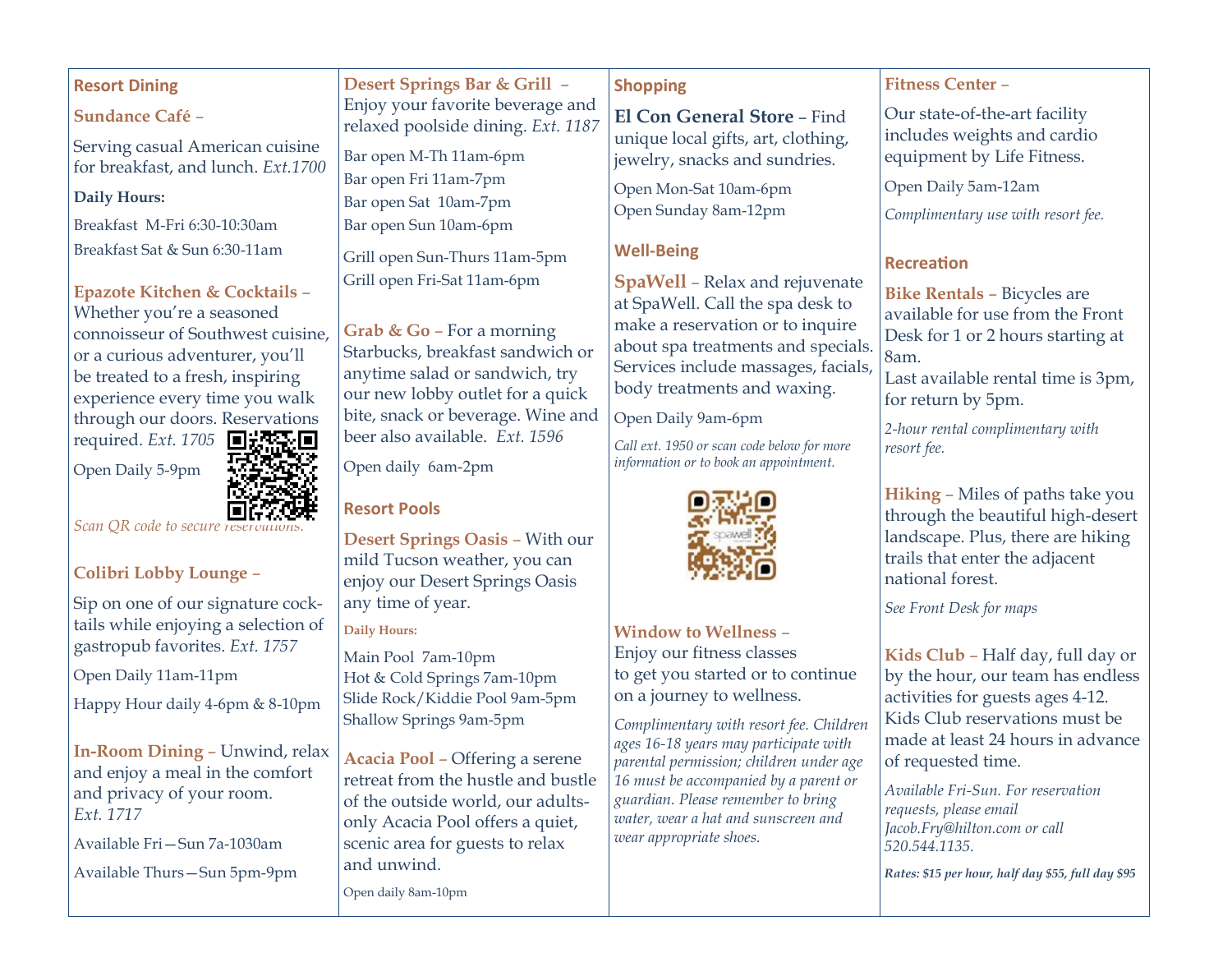## Resort Dining

### Sundance Café –

Serving casual American cuisine for breakfast, and lunch. *Ext.1700*

**Daily Hours:**

Breakfast M-Fri 6:30-10:30am

Breakfast Sat & Sun 6:30-11am

### Epazote Kitchen & Cocktails –

Whether you're a seasoned connoisseur of Southwest cuisine, or a curious adventurer, you'll be treated to a fresh, inspiring experience every time you walk through our doors. Reservations required. *Ext. 1705*

Open Daily 5-9pm

*Scan QR code to secure reservations.*

### Colibri Lobby Lounge –

Sip on one of our signature cocktails while enjoying a selection of gastropub favorites. *Ext. 1757*

Open Daily 11am-11pm

Happy Hour daily 4-6pm & 8-10pm

### In-Room Dining –

Unwind, relax and enjoy a meal in the comfort and privacy of your room. *Ext. 1717*

Available Fri—Sun 7a-1030am

Available Thurs—Sun 5pm-9pm

### Desert Springs Bar & Grill –

Enjoy your favorite beverage and relaxed poolside dining. *Ext. 1187*

Bar open M-Th 11am-6pm

Bar open Fri 11am-7pm

Bar open Sat 10am-7pm

Bar open Sun 10am-6pm

Grill open Sun-Thurs 11am-5pm

Grill open Fri-Sat 11am-6pm

### Grab & Go –

For a morning Starbucks, breakfast sandwich or anytime salad or sandwich, try our new lobby outlet for a quick bite, snack or beverage. Wine and beer also available. *Ext. 1596*

Open daily 6am-2pm

## Resort Pools

### Desert Springs Oasis –

With our mild Tucson weather, you can enjoy our Desert Springs Oasis any time of year.

**Daily Hours:**

Main Pool 7am-10pm

Hot & Cold Springs 7am-10pm

Slide Rock/Kiddie Pool 9am-5pm

Shallow Springs 9am-5pm

### Acacia Pool –

Offering a serene retreat from the hustle and bustle of the outside world, our adults-only Acacia Pool offers a quiet, scenic area for guests to relax and unwind.

Open daily 8am-10pm

## Shopping

**El Con General Store** – Find unique local gifts, art, clothing, jewelry, snacks and sundries.

Open Mon-Sat 10am-6pm

Open Sunday 8am-12pm

## Well-Being

### SpaWell –

Relax and rejuvenate at SpaWell. Call the spa desk to make a reservation or to inquire about spa treatments and specials. Services include massages, facials, body treatments and waxing.

Open Daily 9am-6pm

*Call ext. 1950 or scan code below for more information or to book an appointment.*

### Window to Wellness –

Enjoy our fitness classes to get you started or to continue on a journey to wellness.

*Complimentary with resort fee. Children ages 16-18 years may participate with parental permission; children under age 16 must be accompanied by a parent or guardian. Please remember to bring water, wear a hat and sunscreen and wear appropriate shoes.*

## Fitness Center –

Our state-of-the-art facility includes weights and cardio equipment by Life Fitness.

Open Daily 5am-12am

*Complimentary use with resort fee.*

## Recreation

### Bike Rentals –

Bicycles are available for use from the Front Desk for 1 or 2 hours starting at 8am.
Last available rental time is 3pm, for return by 5pm.

*2-hour rental complimentary with resort fee.*

### Hiking –

Miles of paths take you through the beautiful high-desert landscape. Plus, there are hiking trails that enter the adjacent national forest.

*See Front Desk for maps*

### Kids Club –

Half day, full day or by the hour, our team has endless activities for guests ages 4-12. Kids Club reservations must be made at least 24 hours in advance of requested time.

*Available Fri-Sun. For reservation requests, please email Jacob.Fry@hilton.com or call 520.544.1135.*

***Rates: $15 per hour, half day $55, full day $95***